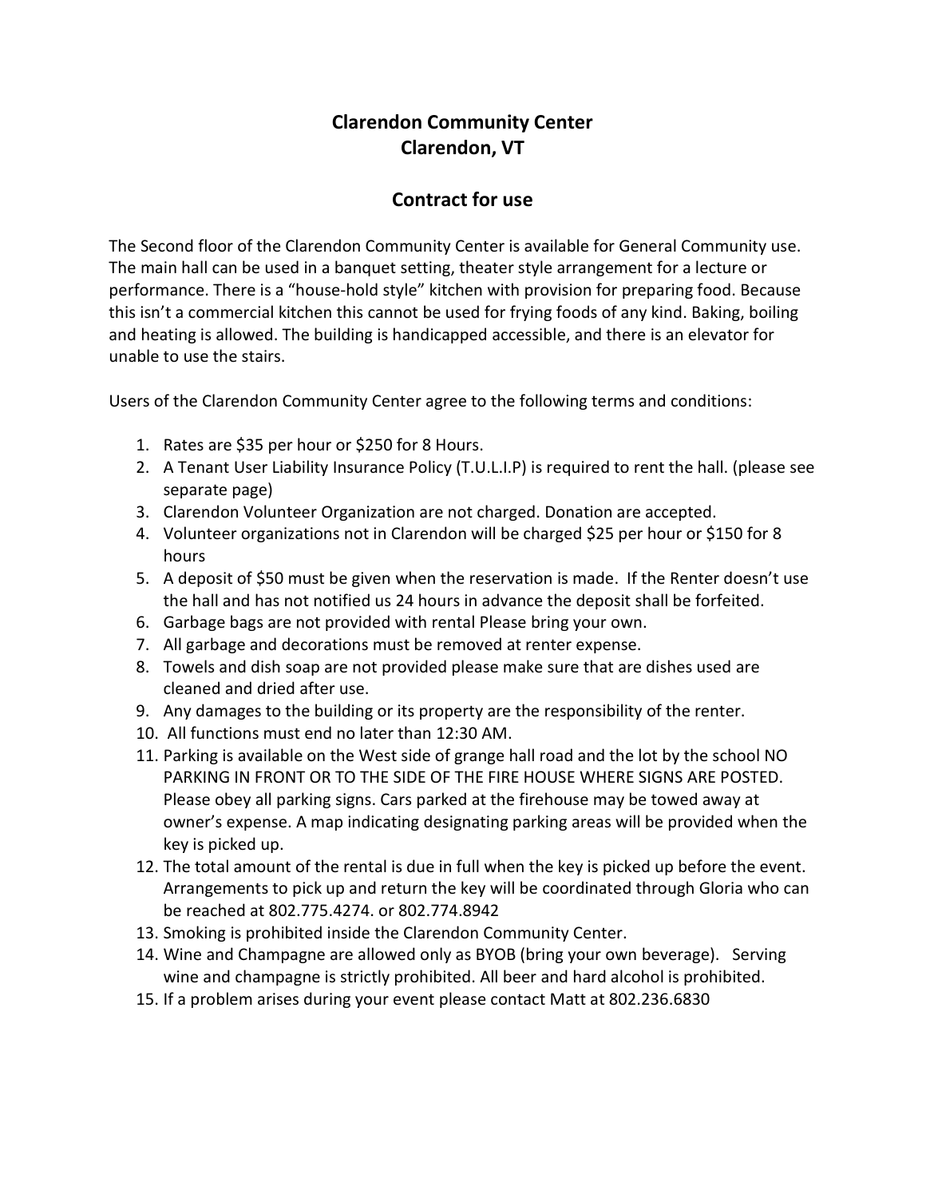# Clarendon Community Center
# Clarendon, VT

## Contract for use

The Second floor of the Clarendon Community Center is available for General Community use. The main hall can be used in a banquet setting, theater style arrangement for a lecture or performance. There is a "house-hold style" kitchen with provision for preparing food. Because this isn't a commercial kitchen this cannot be used for frying foods of any kind. Baking, boiling and heating is allowed. The building is handicapped accessible, and there is an elevator for unable to use the stairs.

Users of the Clarendon Community Center agree to the following terms and conditions:

1. Rates are $35 per hour or $250 for 8 Hours.
2. A Tenant User Liability Insurance Policy (T.U.L.I.P) is required to rent the hall. (please see separate page)
3. Clarendon Volunteer Organization are not charged. Donation are accepted.
4. Volunteer organizations not in Clarendon will be charged $25 per hour or $150 for 8 hours
5. A deposit of $50 must be given when the reservation is made. If the Renter doesn't use the hall and has not notified us 24 hours in advance the deposit shall be forfeited.
6. Garbage bags are not provided with rental Please bring your own.
7. All garbage and decorations must be removed at renter expense.
8. Towels and dish soap are not provided please make sure that are dishes used are cleaned and dried after use.
9. Any damages to the building or its property are the responsibility of the renter.
10. All functions must end no later than 12:30 AM.
11. Parking is available on the West side of grange hall road and the lot by the school NO PARKING IN FRONT OR TO THE SIDE OF THE FIRE HOUSE WHERE SIGNS ARE POSTED. Please obey all parking signs. Cars parked at the firehouse may be towed away at owner's expense. A map indicating designating parking areas will be provided when the key is picked up.
12. The total amount of the rental is due in full when the key is picked up before the event. Arrangements to pick up and return the key will be coordinated through Gloria who can be reached at 802.775.4274. or 802.774.8942
13. Smoking is prohibited inside the Clarendon Community Center.
14. Wine and Champagne are allowed only as BYOB (bring your own beverage). Serving wine and champagne is strictly prohibited. All beer and hard alcohol is prohibited.
15. If a problem arises during your event please contact Matt at 802.236.6830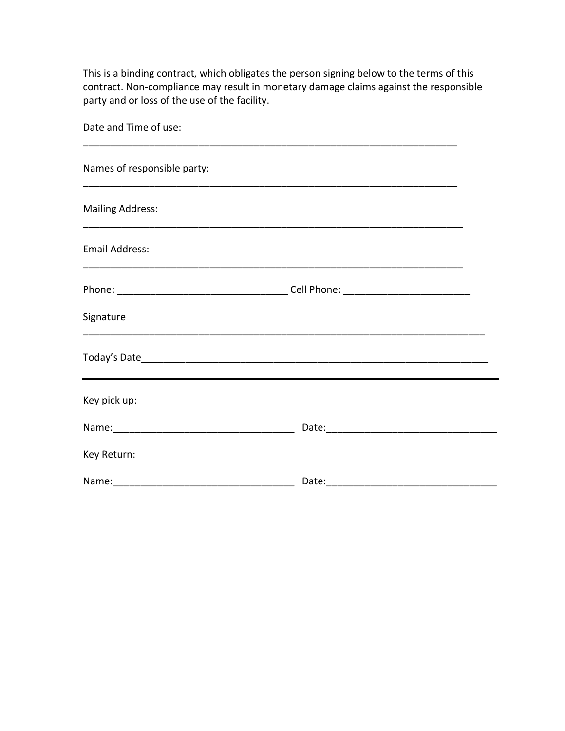This is a binding contract, which obligates the person signing below to the terms of this contract. Non-compliance may result in monetary damage claims against the responsible party and or loss of the use of the facility.

Date and Time of use:

______________________________________________________________________

Names of responsible party:

______________________________________________________________________

Mailing Address:

______________________________________________________________________

Email Address:

______________________________________________________________________

Phone: ______________________________ Cell Phone: ______________________

Signature

______________________________________________________________________

Today's Date___________________________________________________________

---

Key pick up:

Name:________________________________ Date:______________________________

Key Return:

Name:________________________________ Date:______________________________